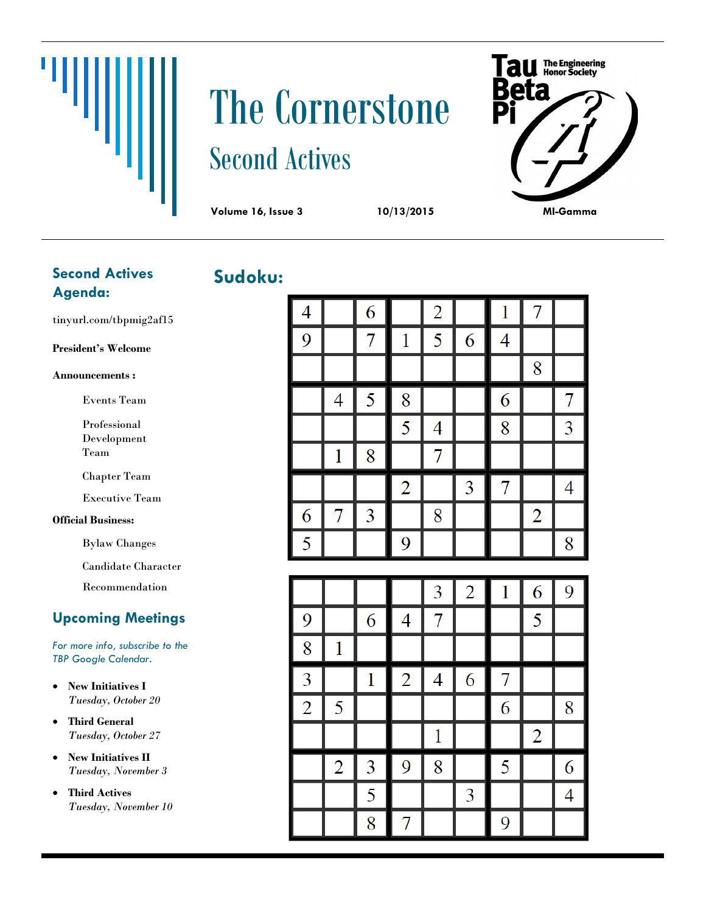# The Cornerstone

## Second Actives

**Volume 16, Issue 3** **10/13/2015**

Tau Beta Pi — The Engineering Honor Society

MI-Gamma

## Second Actives Agenda:

tinyurl.com/tbpmig2af15

**President's Welcome**

**Announcements :**

- Events Team
- Professional Development Team
- Chapter Team
- Executive Team

**Official Business:**

- Bylaw Changes
- Candidate Character Recommendation

## Upcoming Meetings

*For more info, subscribe to the TBP Google Calendar.*

- **New Initiatives I**
  *Tuesday, October 20*
- **Third General**
  *Tuesday, October 27*
- **New Initiatives II**
  *Tuesday, November 3*
- **Third Actives**
  *Tuesday, November 10*

## Sudoku:

| | | | | | | | | |
|---|---|---|---|---|---|---|---|---|
| 4 | | 6 | | 2 | | 1 | 7 | |
| 9 | | 7 | 1 | 5 | 6 | 4 | | |
| | | | | | | | 8 | |
| | 4 | 5 | 8 | | | 6 | | 7 |
| | | | 5 | 4 | | 8 | | 3 |
| | 1 | 8 | | 7 | | | | |
| | | | 2 | | 3 | 7 | | 4 |
| 6 | 7 | 3 | | 8 | | | 2 | |
| 5 | | | 9 | | | | | 8 |

| | | | | | | | | |
|---|---|---|---|---|---|---|---|---|
| | | | | 3 | 2 | 1 | 6 | 9 |
| 9 | | 6 | 4 | 7 | | | 5 | |
| 8 | 1 | | | | | | | |
| 3 | | 1 | 2 | 4 | 6 | 7 | | |
| 2 | 5 | | | | | 6 | | 8 |
| | | | | 1 | | | 2 | |
| | 2 | 3 | 9 | 8 | | 5 | | 6 |
| | | 5 | | | 3 | | | 4 |
| | | 8 | 7 | | | 9 | | |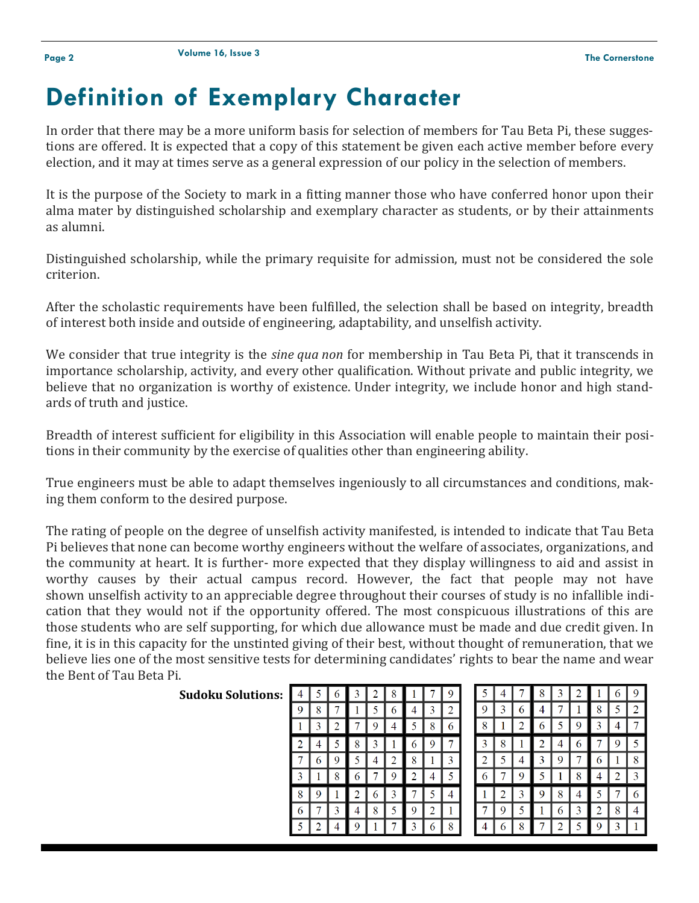# Definition of Exemplary Character

In order that there may be a more uniform basis for selection of members for Tau Beta Pi, these suggestions are offered. It is expected that a copy of this statement be given each active member before every election, and it may at times serve as a general expression of our policy in the selection of members.

It is the purpose of the Society to mark in a fitting manner those who have conferred honor upon their alma mater by distinguished scholarship and exemplary character as students, or by their attainments as alumni.

Distinguished scholarship, while the primary requisite for admission, must not be considered the sole criterion.

After the scholastic requirements have been fulfilled, the selection shall be based on integrity, breadth of interest both inside and outside of engineering, adaptability, and unselfish activity.

We consider that true integrity is the *sine qua non* for membership in Tau Beta Pi, that it transcends in importance scholarship, activity, and every other qualification. Without private and public integrity, we believe that no organization is worthy of existence. Under integrity, we include honor and high standards of truth and justice.

Breadth of interest sufficient for eligibility in this Association will enable people to maintain their positions in their community by the exercise of qualities other than engineering ability.

True engineers must be able to adapt themselves ingeniously to all circumstances and conditions, making them conform to the desired purpose.

The rating of people on the degree of unselfish activity manifested, is intended to indicate that Tau Beta Pi believes that none can become worthy engineers without the welfare of associates, organizations, and the community at heart. It is further- more expected that they display willingness to aid and assist in worthy causes by their actual campus record. However, the fact that people may not have shown unselfish activity to an appreciable degree throughout their courses of study is no infallible indication that they would not if the opportunity offered. The most conspicuous illustrations of this are those students who are self supporting, for which due allowance must be made and due credit given. In fine, it is in this capacity for the unstinted giving of their best, without thought of remuneration, that we believe lies one of the most sensitive tests for determining candidates' rights to bear the name and wear the Bent of Tau Beta Pi.

**Sudoku Solutions:**

| | | | | | | | | |
|---|---|---|---|---|---|---|---|---|
| 4 | 5 | 6 | 3 | 2 | 8 | 1 | 7 | 9 |
| 9 | 8 | 7 | 1 | 5 | 6 | 4 | 3 | 2 |
| 1 | 3 | 2 | 7 | 9 | 4 | 5 | 8 | 6 |
| 2 | 4 | 5 | 8 | 3 | 1 | 6 | 9 | 7 |
| 7 | 6 | 9 | 5 | 4 | 2 | 8 | 1 | 3 |
| 3 | 1 | 8 | 6 | 7 | 9 | 2 | 4 | 5 |
| 8 | 9 | 1 | 2 | 6 | 3 | 7 | 5 | 4 |
| 6 | 7 | 3 | 4 | 8 | 5 | 9 | 2 | 1 |
| 5 | 2 | 4 | 9 | 1 | 7 | 3 | 6 | 8 |

| | | | | | | | | |
|---|---|---|---|---|---|---|---|---|
| 5 | 4 | 7 | 8 | 3 | 2 | 1 | 6 | 9 |
| 9 | 3 | 6 | 4 | 7 | 1 | 8 | 5 | 2 |
| 8 | 1 | 2 | 6 | 5 | 9 | 3 | 4 | 7 |
| 3 | 8 | 1 | 2 | 4 | 6 | 7 | 9 | 5 |
| 2 | 5 | 4 | 3 | 9 | 7 | 6 | 1 | 8 |
| 6 | 7 | 9 | 5 | 1 | 8 | 4 | 2 | 3 |
| 1 | 2 | 3 | 9 | 8 | 4 | 5 | 7 | 6 |
| 7 | 9 | 5 | 1 | 6 | 3 | 2 | 8 | 4 |
| 4 | 6 | 8 | 7 | 2 | 5 | 9 | 3 | 1 |